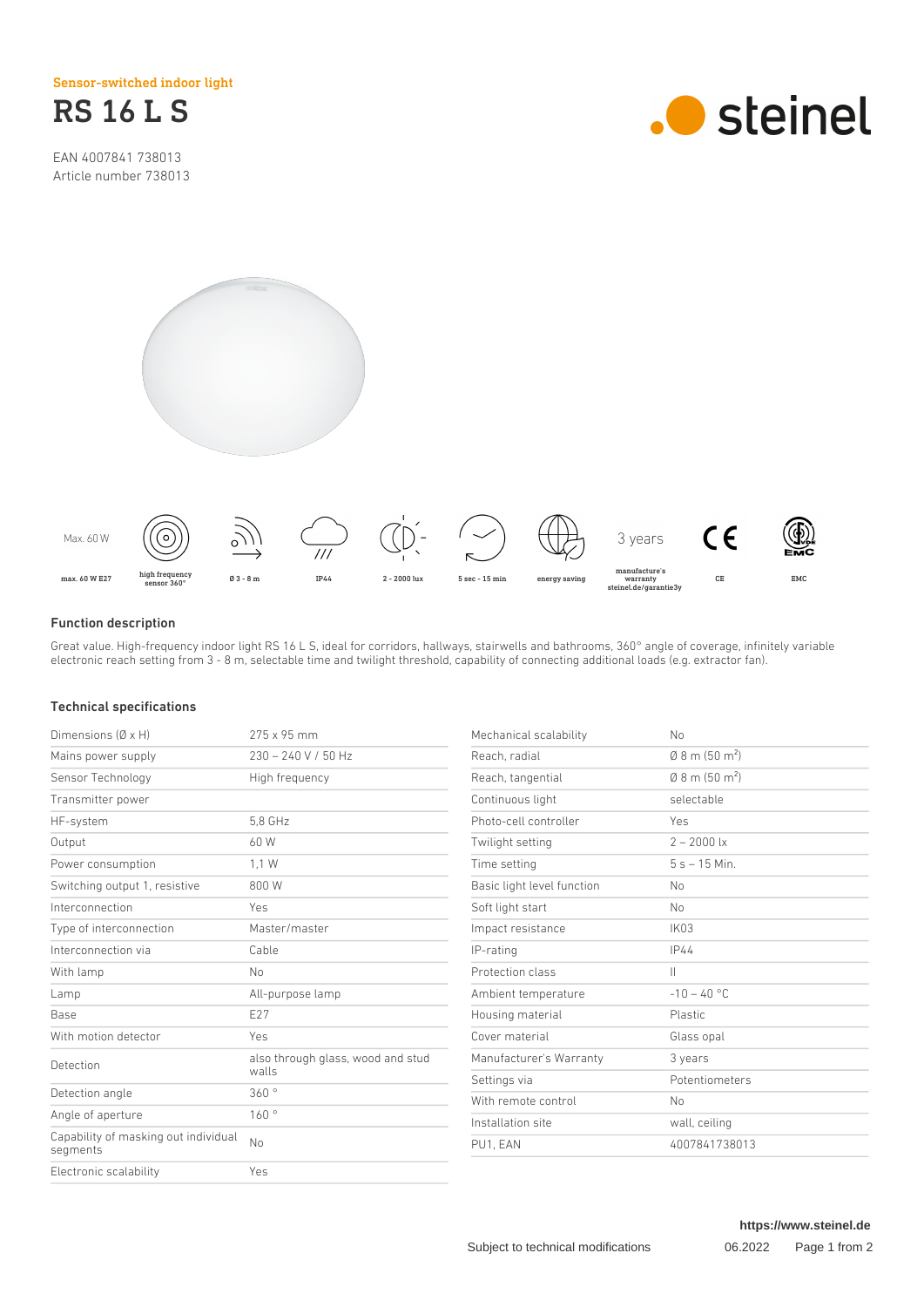Sensor-switched indoor light

# RS 16 L S

EAN 4007841 738013
Article number 738013

steinel

| Max. 60 W | | | | | | | 3 years | | |
|---|---|---|---|---|---|---|---|---|---|
| max. 60 W E27 | high frequency sensor 360° | Ø 3 - 8 m | IP44 | 2 - 2000 lux | 5 sec - 15 min | energy saving | manufacture's warranty steinel.de/garantie3y | CE | EMC |

## Function description

Great value. High-frequency indoor light RS 16 L S, ideal for corridors, hallways, stairwells and bathrooms, 360° angle of coverage, infinitely variable electronic reach setting from 3 - 8 m, selectable time and twilight threshold, capability of connecting additional loads (e.g. extractor fan).

## Technical specifications

| | |
|---|---|
| Dimensions (Ø x H) | 275 x 95 mm |
| Mains power supply | 230 – 240 V / 50 Hz |
| Sensor Technology | High frequency |
| Transmitter power | |
| HF-system | 5,8 GHz |
| Output | 60 W |
| Power consumption | 1,1 W |
| Switching output 1, resistive | 800 W |
| Interconnection | Yes |
| Type of interconnection | Master/master |
| Interconnection via | Cable |
| With lamp | No |
| Lamp | All-purpose lamp |
| Base | E27 |
| With motion detector | Yes |
| Detection | also through glass, wood and stud walls |
| Detection angle | 360 ° |
| Angle of aperture | 160 ° |
| Capability of masking out individual segments | No |
| Electronic scalability | Yes |
| Mechanical scalability | No |
| Reach, radial | Ø 8 m (50 m²) |
| Reach, tangential | Ø 8 m (50 m²) |
| Continuous light | selectable |
| Photo-cell controller | Yes |
| Twilight setting | 2 – 2000 lx |
| Time setting | 5 s – 15 Min. |
| Basic light level function | No |
| Soft light start | No |
| Impact resistance | IK03 |
| IP-rating | IP44 |
| Protection class | II |
| Ambient temperature | -10 – 40 °C |
| Housing material | Plastic |
| Cover material | Glass opal |
| Manufacturer's Warranty | 3 years |
| Settings via | Potentiometers |
| With remote control | No |
| Installation site | wall, ceiling |
| PU1, EAN | 4007841738013 |

https://www.steinel.de

Subject to technical modifications 06.2022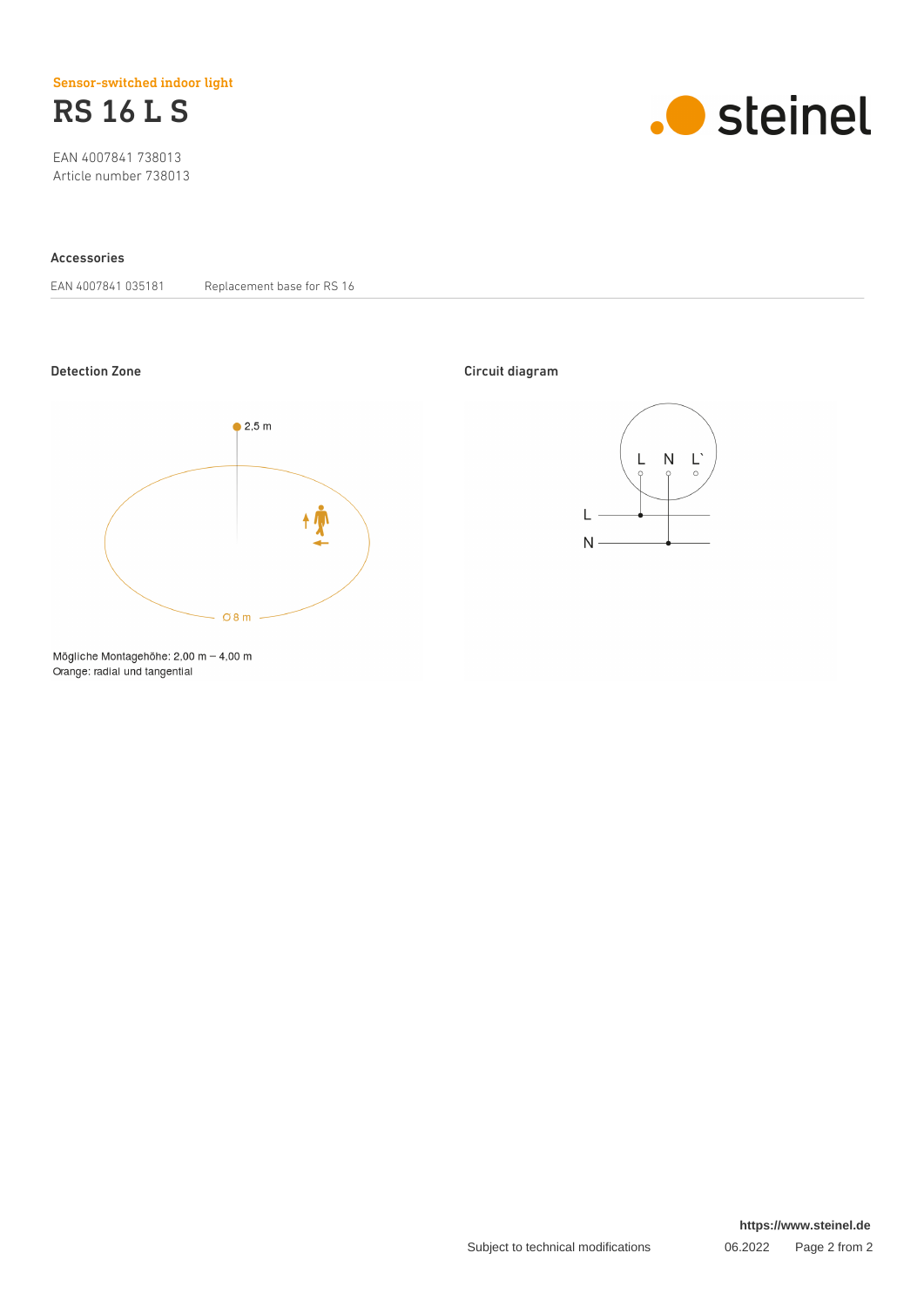Sensor-switched indoor light

# RS 16 L S

EAN 4007841 738013
Article number 738013

## Accessories

| | |
|---|---|
| EAN 4007841 035181 | Replacement base for RS 16 |

## Detection Zone

2,5 m

Ø 8 m

Mögliche Montagehöhe: 2,00 m – 4,00 m
Orange: radial und tangential

## Circuit diagram

L N L`

L

N

https://www.steinel.de

Subject to technical modifications

06.2022